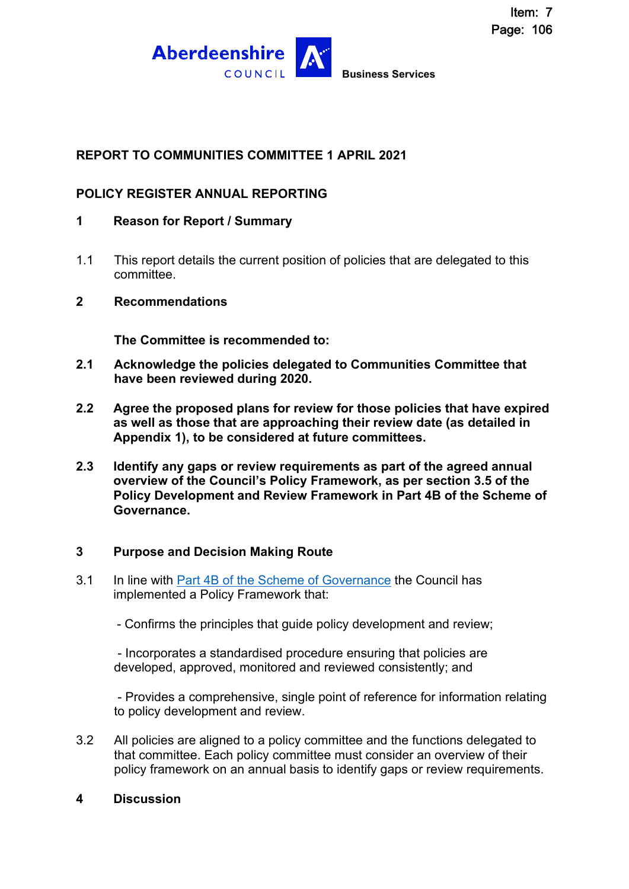Aberdeenshire COUNCIL **Business Services**

**REPORT TO COMMUNITIES COMMITTEE 1 APRIL 2021**

**POLICY REGISTER ANNUAL REPORTING**

## 1 Reason for Report / Summary

1.1 This report details the current position of policies that are delegated to this committee.

## 2 Recommendations

**The Committee is recommended to:**

**2.1 Acknowledge the policies delegated to Communities Committee that have been reviewed during 2020.**

**2.2 Agree the proposed plans for review for those policies that have expired as well as those that are approaching their review date (as detailed in Appendix 1), to be considered at future committees.**

**2.3 Identify any gaps or review requirements as part of the agreed annual overview of the Council's Policy Framework, as per section 3.5 of the Policy Development and Review Framework in Part 4B of the Scheme of Governance.**

## 3 Purpose and Decision Making Route

3.1 In line with Part 4B of the Scheme of Governance the Council has implemented a Policy Framework that:

- Confirms the principles that guide policy development and review;

- Incorporates a standardised procedure ensuring that policies are developed, approved, monitored and reviewed consistently; and

- Provides a comprehensive, single point of reference for information relating to policy development and review.

3.2 All policies are aligned to a policy committee and the functions delegated to that committee. Each policy committee must consider an overview of their policy framework on an annual basis to identify gaps or review requirements.

## 4 Discussion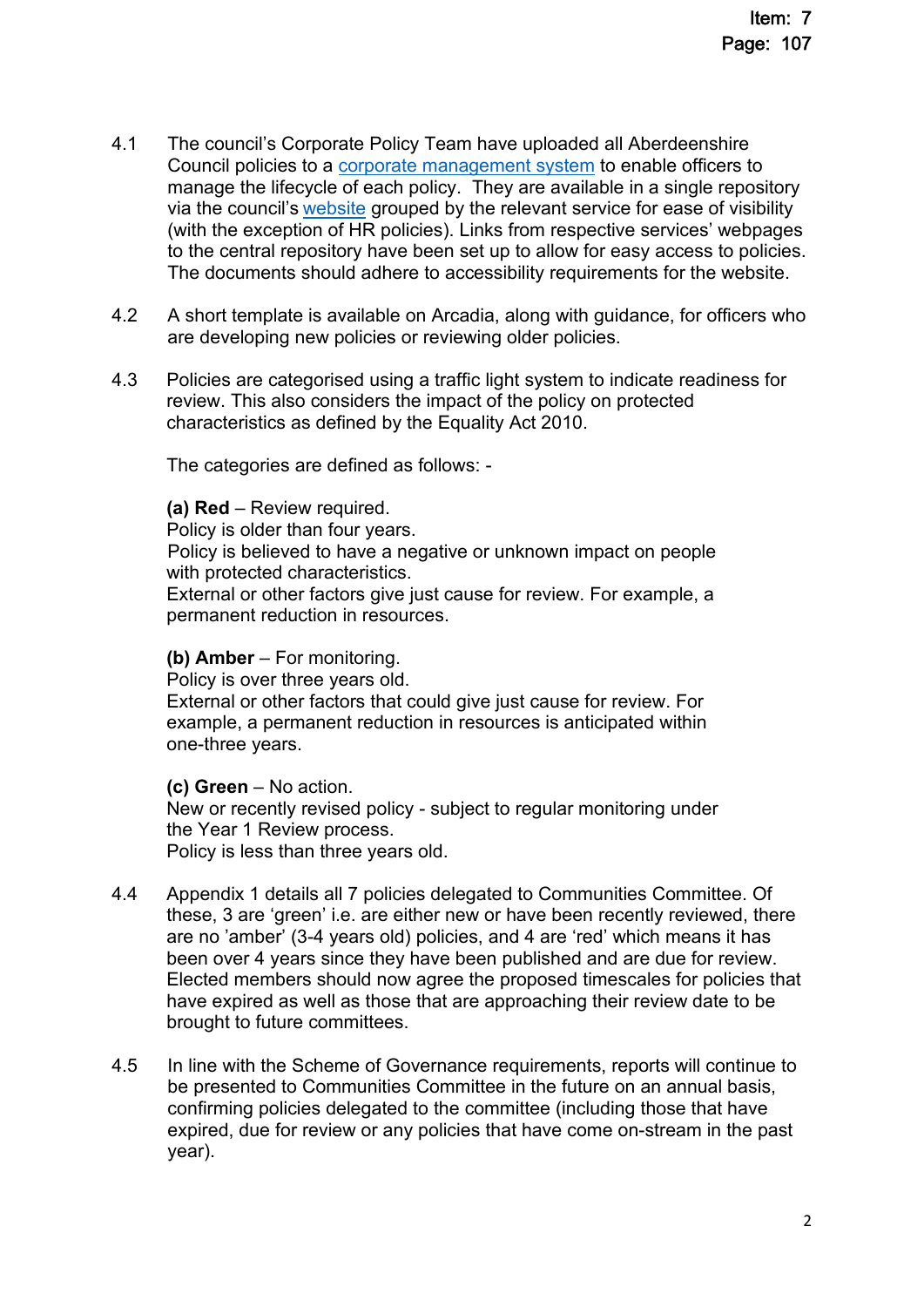4.1 The council's Corporate Policy Team have uploaded all Aberdeenshire Council policies to a [corporate management system] to enable officers to manage the lifecycle of each policy. They are available in a single repository via the council's [website] grouped by the relevant service for ease of visibility (with the exception of HR policies). Links from respective services' webpages to the central repository have been set up to allow for easy access to policies. The documents should adhere to accessibility requirements for the website.

4.2 A short template is available on Arcadia, along with guidance, for officers who are developing new policies or reviewing older policies.

4.3 Policies are categorised using a traffic light system to indicate readiness for review. This also considers the impact of the policy on protected characteristics as defined by the Equality Act 2010.

The categories are defined as follows: -

**(a) Red** – Review required.
Policy is older than four years.
Policy is believed to have a negative or unknown impact on people with protected characteristics.
External or other factors give just cause for review. For example, a permanent reduction in resources.

**(b) Amber** – For monitoring.
Policy is over three years old.
External or other factors that could give just cause for review. For example, a permanent reduction in resources is anticipated within one-three years.

**(c) Green** – No action.
New or recently revised policy - subject to regular monitoring under the Year 1 Review process.
Policy is less than three years old.

4.4 Appendix 1 details all 7 policies delegated to Communities Committee. Of these, 3 are 'green' i.e. are either new or have been recently reviewed, there are no 'amber' (3-4 years old) policies, and 4 are 'red' which means it has been over 4 years since they have been published and are due for review. Elected members should now agree the proposed timescales for policies that have expired as well as those that are approaching their review date to be brought to future committees.

4.5 In line with the Scheme of Governance requirements, reports will continue to be presented to Communities Committee in the future on an annual basis, confirming policies delegated to the committee (including those that have expired, due for review or any policies that have come on-stream in the past year).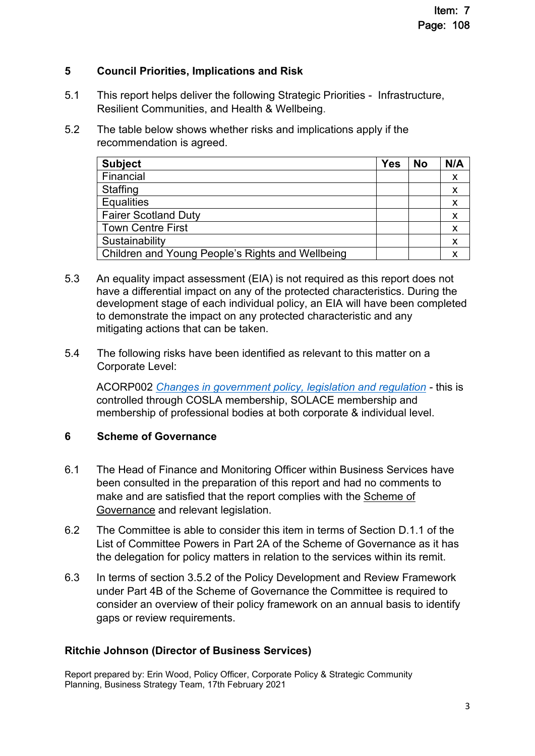## 5 Council Priorities, Implications and Risk

5.1 This report helps deliver the following Strategic Priorities - Infrastructure, Resilient Communities, and Health & Wellbeing.

5.2 The table below shows whether risks and implications apply if the recommendation is agreed.

| Subject | Yes | No | N/A |
|---|---|---|---|
| Financial | | | x |
| Staffing | | | x |
| Equalities | | | x |
| Fairer Scotland Duty | | | x |
| Town Centre First | | | x |
| Sustainability | | | x |
| Children and Young People's Rights and Wellbeing | | | x |

5.3 An equality impact assessment (EIA) is not required as this report does not have a differential impact on any of the protected characteristics. During the development stage of each individual policy, an EIA will have been completed to demonstrate the impact on any protected characteristic and any mitigating actions that can be taken.

5.4 The following risks have been identified as relevant to this matter on a Corporate Level:

ACORP002 *Changes in government policy, legislation and regulation* - this is controlled through COSLA membership, SOLACE membership and membership of professional bodies at both corporate & individual level.

## 6 Scheme of Governance

6.1 The Head of Finance and Monitoring Officer within Business Services have been consulted in the preparation of this report and had no comments to make and are satisfied that the report complies with the Scheme of Governance and relevant legislation.

6.2 The Committee is able to consider this item in terms of Section D.1.1 of the List of Committee Powers in Part 2A of the Scheme of Governance as it has the delegation for policy matters in relation to the services within its remit.

6.3 In terms of section 3.5.2 of the Policy Development and Review Framework under Part 4B of the Scheme of Governance the Committee is required to consider an overview of their policy framework on an annual basis to identify gaps or review requirements.

**Ritchie Johnson (Director of Business Services)**

Report prepared by: Erin Wood, Policy Officer, Corporate Policy & Strategic Community Planning, Business Strategy Team, 17th February 2021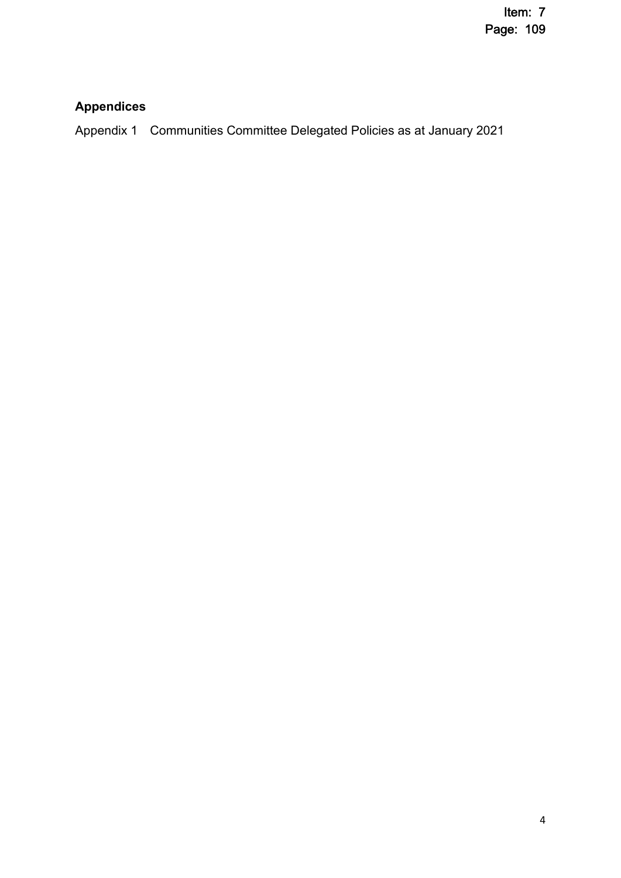## Appendices

Appendix 1 Communities Committee Delegated Policies as at January 2021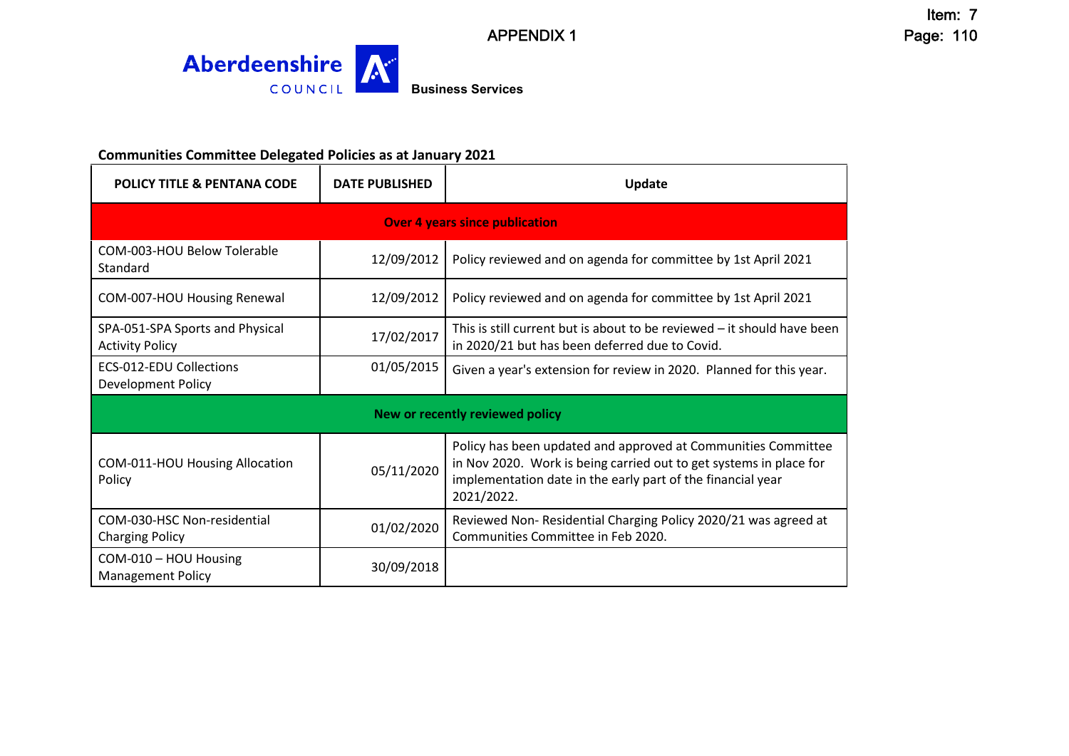APPENDIX 1

Aberdeenshire COUNCIL

**Business Services**

**Communities Committee Delegated Policies as at January 2021**

| POLICY TITLE & PENTANA CODE | DATE PUBLISHED | Update |
|---|---|---|
| **Over 4 years since publication** | | |
| COM-003-HOU Below Tolerable Standard | 12/09/2012 | Policy reviewed and on agenda for committee by 1st April 2021 |
| COM-007-HOU Housing Renewal | 12/09/2012 | Policy reviewed and on agenda for committee by 1st April 2021 |
| SPA-051-SPA Sports and Physical Activity Policy | 17/02/2017 | This is still current but is about to be reviewed – it should have been in 2020/21 but has been deferred due to Covid. |
| ECS-012-EDU Collections Development Policy | 01/05/2015 | Given a year's extension for review in 2020. Planned for this year. |
| **New or recently reviewed policy** | | |
| COM-011-HOU Housing Allocation Policy | 05/11/2020 | Policy has been updated and approved at Communities Committee in Nov 2020. Work is being carried out to get systems in place for implementation date in the early part of the financial year 2021/2022. |
| COM-030-HSC Non-residential Charging Policy | 01/02/2020 | Reviewed Non- Residential Charging Policy 2020/21 was agreed at Communities Committee in Feb 2020. |
| COM-010 – HOU Housing Management Policy | 30/09/2018 | |